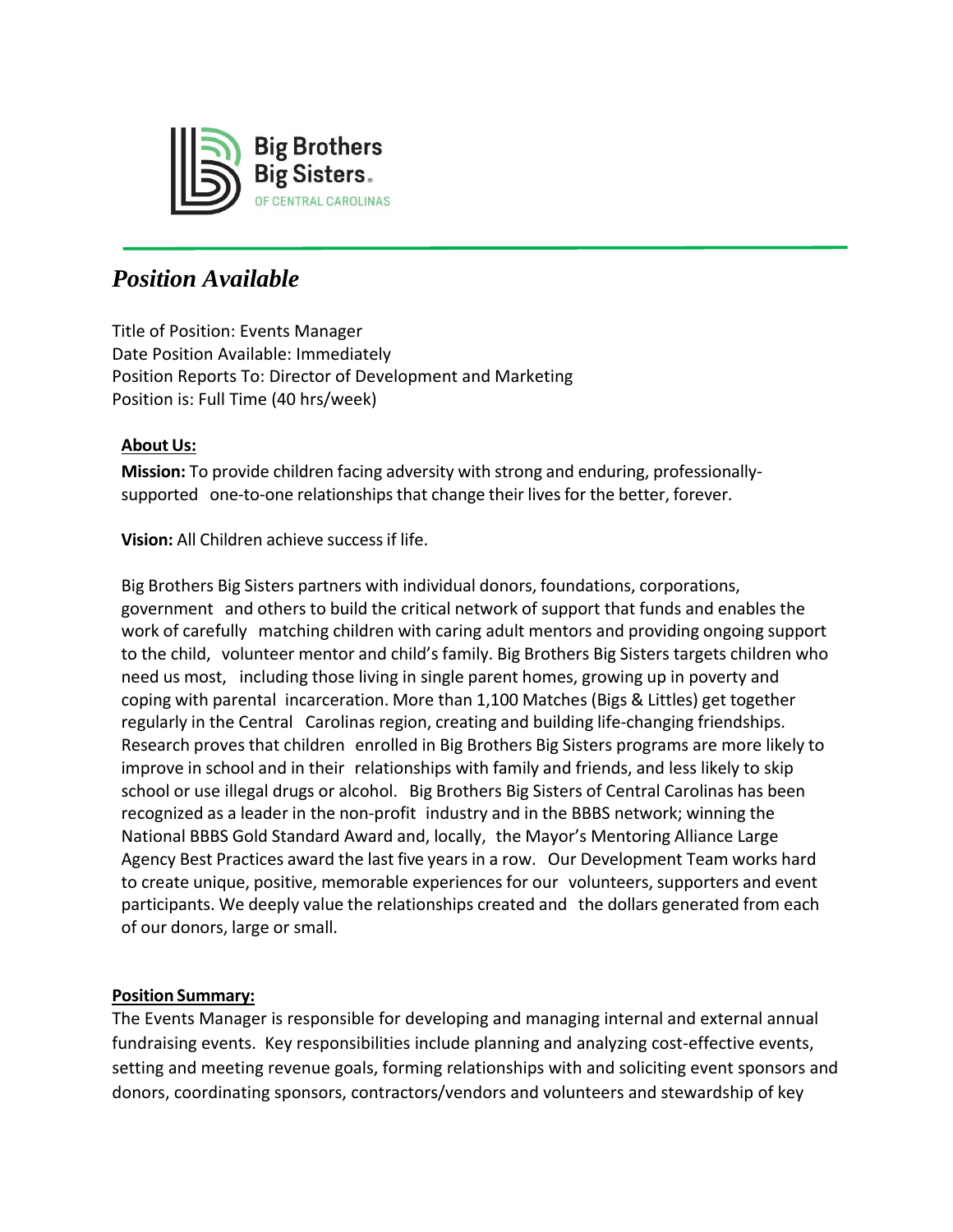Big Brothers Big Sisters OF CENTRAL CAROLINAS

# *Position Available*

Title of Position: Events Manager
Date Position Available: Immediately
Position Reports To: Director of Development and Marketing
Position is: Full Time (40 hrs/week)

**About Us:**

**Mission:** To provide children facing adversity with strong and enduring, professionally-supported one-to-one relationships that change their lives for the better, forever.

**Vision:** All Children achieve success if life.

Big Brothers Big Sisters partners with individual donors, foundations, corporations, government and others to build the critical network of support that funds and enables the work of carefully matching children with caring adult mentors and providing ongoing support to the child, volunteer mentor and child's family. Big Brothers Big Sisters targets children who need us most, including those living in single parent homes, growing up in poverty and coping with parental incarceration. More than 1,100 Matches (Bigs & Littles) get together regularly in the Central Carolinas region, creating and building life-changing friendships. Research proves that children enrolled in Big Brothers Big Sisters programs are more likely to improve in school and in their relationships with family and friends, and less likely to skip school or use illegal drugs or alcohol. Big Brothers Big Sisters of Central Carolinas has been recognized as a leader in the non-profit industry and in the BBBS network; winning the National BBBS Gold Standard Award and, locally, the Mayor's Mentoring Alliance Large Agency Best Practices award the last five years in a row. Our Development Team works hard to create unique, positive, memorable experiences for our volunteers, supporters and event participants. We deeply value the relationships created and the dollars generated from each of our donors, large or small.

**Position Summary:**

The Events Manager is responsible for developing and managing internal and external annual fundraising events. Key responsibilities include planning and analyzing cost-effective events, setting and meeting revenue goals, forming relationships with and soliciting event sponsors and donors, coordinating sponsors, contractors/vendors and volunteers and stewardship of key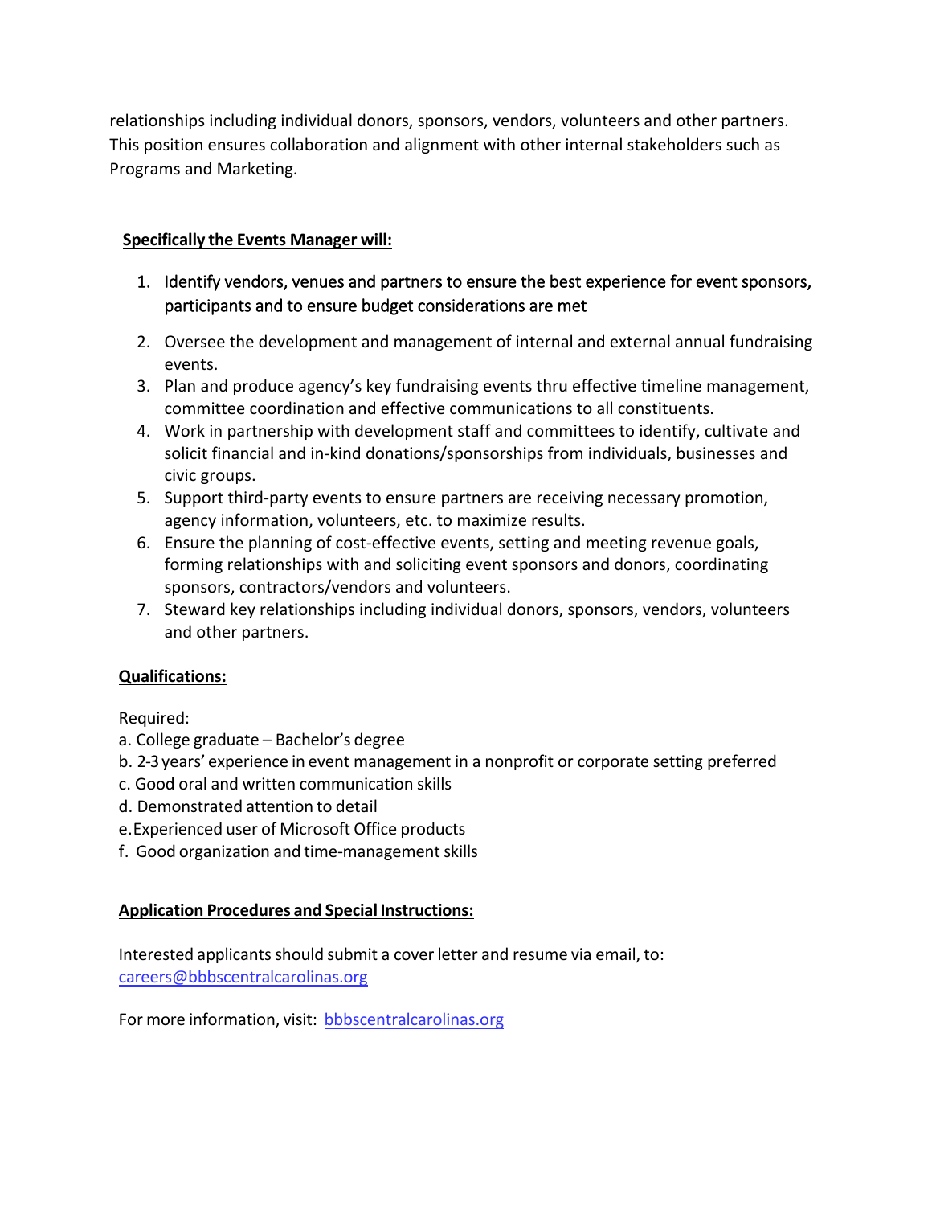relationships including individual donors, sponsors, vendors, volunteers and other partners. This position ensures collaboration and alignment with other internal stakeholders such as Programs and Marketing.

**Specifically the Events Manager will:**

1. Identify vendors, venues and partners to ensure the best experience for event sponsors, participants and to ensure budget considerations are met
2. Oversee the development and management of internal and external annual fundraising events.
3. Plan and produce agency's key fundraising events thru effective timeline management, committee coordination and effective communications to all constituents.
4. Work in partnership with development staff and committees to identify, cultivate and solicit financial and in-kind donations/sponsorships from individuals, businesses and civic groups.
5. Support third-party events to ensure partners are receiving necessary promotion, agency information, volunteers, etc. to maximize results.
6. Ensure the planning of cost-effective events, setting and meeting revenue goals, forming relationships with and soliciting event sponsors and donors, coordinating sponsors, contractors/vendors and volunteers.
7. Steward key relationships including individual donors, sponsors, vendors, volunteers and other partners.

**Qualifications:**

Required:

a. College graduate – Bachelor's degree
b. 2-3 years' experience in event management in a nonprofit or corporate setting preferred
c. Good oral and written communication skills
d. Demonstrated attention to detail
e. Experienced user of Microsoft Office products
f. Good organization and time-management skills

**Application Procedures and Special Instructions:**

Interested applicants should submit a cover letter and resume via email, to: careers@bbbscentralcarolinas.org

For more information, visit: bbbscentralcarolinas.org